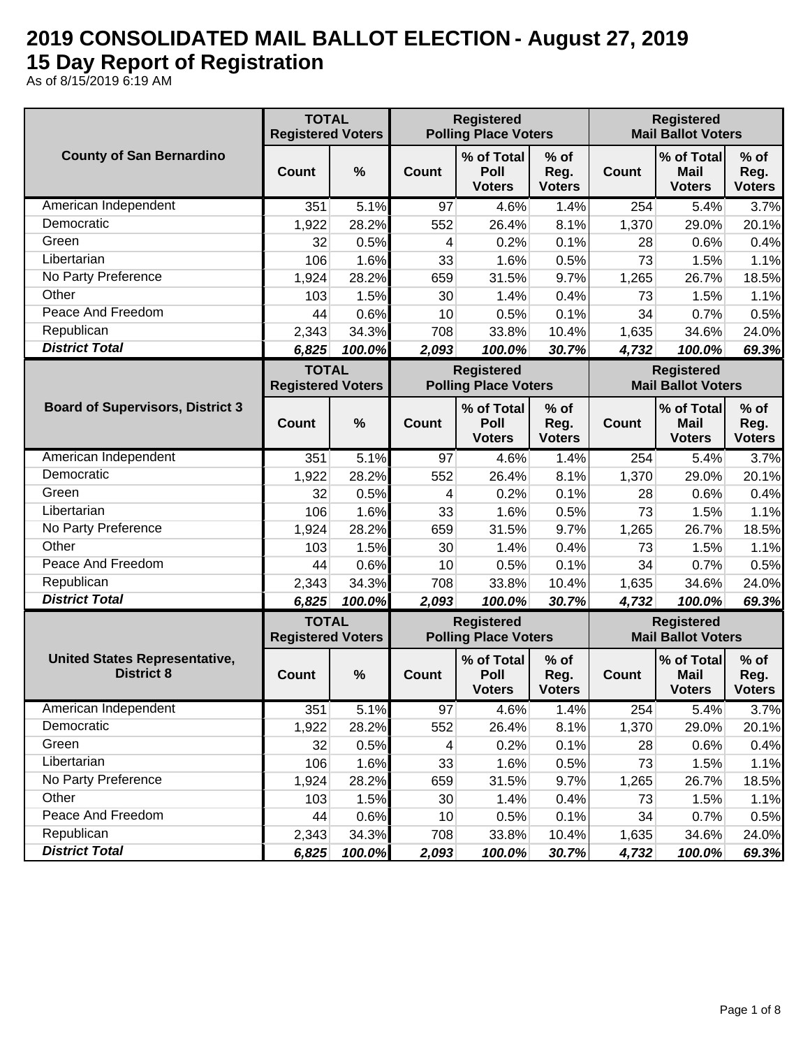# 2019 CONSOLIDATED MAIL BALLOT ELECTION - August 27, 2019

## 15 Day Report of Registration

As of 8/15/2019 6:19 AM

| County of San Bernardino | TOTAL Registered Voters | | Registered Polling Place Voters | | | Registered Mail Ballot Voters | | |
|---|---|---|---|---|---|---|---|---|
| | Count | % | Count | % of Total Poll Voters | % of Reg. Voters | Count | % of Total Mail Voters | % of Reg. Voters |
| American Independent | 351 | 5.1% | 97 | 4.6% | 1.4% | 254 | 5.4% | 3.7% |
| Democratic | 1,922 | 28.2% | 552 | 26.4% | 8.1% | 1,370 | 29.0% | 20.1% |
| Green | 32 | 0.5% | 4 | 0.2% | 0.1% | 28 | 0.6% | 0.4% |
| Libertarian | 106 | 1.6% | 33 | 1.6% | 0.5% | 73 | 1.5% | 1.1% |
| No Party Preference | 1,924 | 28.2% | 659 | 31.5% | 9.7% | 1,265 | 26.7% | 18.5% |
| Other | 103 | 1.5% | 30 | 1.4% | 0.4% | 73 | 1.5% | 1.1% |
| Peace And Freedom | 44 | 0.6% | 10 | 0.5% | 0.1% | 34 | 0.7% | 0.5% |
| Republican | 2,343 | 34.3% | 708 | 33.8% | 10.4% | 1,635 | 34.6% | 24.0% |
| ***District Total*** | ***6,825*** | ***100.0%*** | ***2,093*** | ***100.0%*** | ***30.7%*** | ***4,732*** | ***100.0%*** | ***69.3%*** |

| Board of Supervisors, District 3 | TOTAL Registered Voters | | Registered Polling Place Voters | | | Registered Mail Ballot Voters | | |
|---|---|---|---|---|---|---|---|---|
| | Count | % | Count | % of Total Poll Voters | % of Reg. Voters | Count | % of Total Mail Voters | % of Reg. Voters |
| American Independent | 351 | 5.1% | 97 | 4.6% | 1.4% | 254 | 5.4% | 3.7% |
| Democratic | 1,922 | 28.2% | 552 | 26.4% | 8.1% | 1,370 | 29.0% | 20.1% |
| Green | 32 | 0.5% | 4 | 0.2% | 0.1% | 28 | 0.6% | 0.4% |
| Libertarian | 106 | 1.6% | 33 | 1.6% | 0.5% | 73 | 1.5% | 1.1% |
| No Party Preference | 1,924 | 28.2% | 659 | 31.5% | 9.7% | 1,265 | 26.7% | 18.5% |
| Other | 103 | 1.5% | 30 | 1.4% | 0.4% | 73 | 1.5% | 1.1% |
| Peace And Freedom | 44 | 0.6% | 10 | 0.5% | 0.1% | 34 | 0.7% | 0.5% |
| Republican | 2,343 | 34.3% | 708 | 33.8% | 10.4% | 1,635 | 34.6% | 24.0% |
| ***District Total*** | ***6,825*** | ***100.0%*** | ***2,093*** | ***100.0%*** | ***30.7%*** | ***4,732*** | ***100.0%*** | ***69.3%*** |

| United States Representative, District 8 | TOTAL Registered Voters | | Registered Polling Place Voters | | | Registered Mail Ballot Voters | | |
|---|---|---|---|---|---|---|---|---|
| | Count | % | Count | % of Total Poll Voters | % of Reg. Voters | Count | % of Total Mail Voters | % of Reg. Voters |
| American Independent | 351 | 5.1% | 97 | 4.6% | 1.4% | 254 | 5.4% | 3.7% |
| Democratic | 1,922 | 28.2% | 552 | 26.4% | 8.1% | 1,370 | 29.0% | 20.1% |
| Green | 32 | 0.5% | 4 | 0.2% | 0.1% | 28 | 0.6% | 0.4% |
| Libertarian | 106 | 1.6% | 33 | 1.6% | 0.5% | 73 | 1.5% | 1.1% |
| No Party Preference | 1,924 | 28.2% | 659 | 31.5% | 9.7% | 1,265 | 26.7% | 18.5% |
| Other | 103 | 1.5% | 30 | 1.4% | 0.4% | 73 | 1.5% | 1.1% |
| Peace And Freedom | 44 | 0.6% | 10 | 0.5% | 0.1% | 34 | 0.7% | 0.5% |
| Republican | 2,343 | 34.3% | 708 | 33.8% | 10.4% | 1,635 | 34.6% | 24.0% |
| ***District Total*** | ***6,825*** | ***100.0%*** | ***2,093*** | ***100.0%*** | ***30.7%*** | ***4,732*** | ***100.0%*** | ***69.3%*** |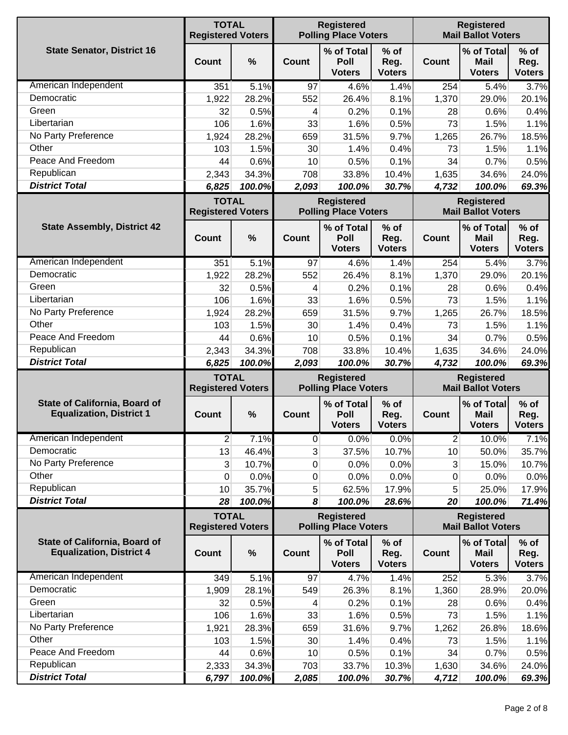| State Senator, District 16 | TOTAL Registered Voters | | Registered Polling Place Voters | | | Registered Mail Ballot Voters | | |
|---|---|---|---|---|---|---|---|---|
| | Count | % | Count | % of Total Poll Voters | % of Reg. Voters | Count | % of Total Mail Voters | % of Reg. Voters |
| American Independent | 351 | 5.1% | 97 | 4.6% | 1.4% | 254 | 5.4% | 3.7% |
| Democratic | 1,922 | 28.2% | 552 | 26.4% | 8.1% | 1,370 | 29.0% | 20.1% |
| Green | 32 | 0.5% | 4 | 0.2% | 0.1% | 28 | 0.6% | 0.4% |
| Libertarian | 106 | 1.6% | 33 | 1.6% | 0.5% | 73 | 1.5% | 1.1% |
| No Party Preference | 1,924 | 28.2% | 659 | 31.5% | 9.7% | 1,265 | 26.7% | 18.5% |
| Other | 103 | 1.5% | 30 | 1.4% | 0.4% | 73 | 1.5% | 1.1% |
| Peace And Freedom | 44 | 0.6% | 10 | 0.5% | 0.1% | 34 | 0.7% | 0.5% |
| Republican | 2,343 | 34.3% | 708 | 33.8% | 10.4% | 1,635 | 34.6% | 24.0% |
| ***District Total*** | ***6,825*** | ***100.0%*** | ***2,093*** | ***100.0%*** | ***30.7%*** | ***4,732*** | ***100.0%*** | ***69.3%*** |

| State Assembly, District 42 | TOTAL Registered Voters | | Registered Polling Place Voters | | | Registered Mail Ballot Voters | | |
|---|---|---|---|---|---|---|---|---|
| | Count | % | Count | % of Total Poll Voters | % of Reg. Voters | Count | % of Total Mail Voters | % of Reg. Voters |
| American Independent | 351 | 5.1% | 97 | 4.6% | 1.4% | 254 | 5.4% | 3.7% |
| Democratic | 1,922 | 28.2% | 552 | 26.4% | 8.1% | 1,370 | 29.0% | 20.1% |
| Green | 32 | 0.5% | 4 | 0.2% | 0.1% | 28 | 0.6% | 0.4% |
| Libertarian | 106 | 1.6% | 33 | 1.6% | 0.5% | 73 | 1.5% | 1.1% |
| No Party Preference | 1,924 | 28.2% | 659 | 31.5% | 9.7% | 1,265 | 26.7% | 18.5% |
| Other | 103 | 1.5% | 30 | 1.4% | 0.4% | 73 | 1.5% | 1.1% |
| Peace And Freedom | 44 | 0.6% | 10 | 0.5% | 0.1% | 34 | 0.7% | 0.5% |
| Republican | 2,343 | 34.3% | 708 | 33.8% | 10.4% | 1,635 | 34.6% | 24.0% |
| ***District Total*** | ***6,825*** | ***100.0%*** | ***2,093*** | ***100.0%*** | ***30.7%*** | ***4,732*** | ***100.0%*** | ***69.3%*** |

| State of California, Board of Equalization, District 1 | TOTAL Registered Voters | | Registered Polling Place Voters | | | Registered Mail Ballot Voters | | |
|---|---|---|---|---|---|---|---|---|
| | Count | % | Count | % of Total Poll Voters | % of Reg. Voters | Count | % of Total Mail Voters | % of Reg. Voters |
| American Independent | 2 | 7.1% | 0 | 0.0% | 0.0% | 2 | 10.0% | 7.1% |
| Democratic | 13 | 46.4% | 3 | 37.5% | 10.7% | 10 | 50.0% | 35.7% |
| No Party Preference | 3 | 10.7% | 0 | 0.0% | 0.0% | 3 | 15.0% | 10.7% |
| Other | 0 | 0.0% | 0 | 0.0% | 0.0% | 0 | 0.0% | 0.0% |
| Republican | 10 | 35.7% | 5 | 62.5% | 17.9% | 5 | 25.0% | 17.9% |
| ***District Total*** | ***28*** | ***100.0%*** | ***8*** | ***100.0%*** | ***28.6%*** | ***20*** | ***100.0%*** | ***71.4%*** |

| State of California, Board of Equalization, District 4 | TOTAL Registered Voters | | Registered Polling Place Voters | | | Registered Mail Ballot Voters | | |
|---|---|---|---|---|---|---|---|---|
| | Count | % | Count | % of Total Poll Voters | % of Reg. Voters | Count | % of Total Mail Voters | % of Reg. Voters |
| American Independent | 349 | 5.1% | 97 | 4.7% | 1.4% | 252 | 5.3% | 3.7% |
| Democratic | 1,909 | 28.1% | 549 | 26.3% | 8.1% | 1,360 | 28.9% | 20.0% |
| Green | 32 | 0.5% | 4 | 0.2% | 0.1% | 28 | 0.6% | 0.4% |
| Libertarian | 106 | 1.6% | 33 | 1.6% | 0.5% | 73 | 1.5% | 1.1% |
| No Party Preference | 1,921 | 28.3% | 659 | 31.6% | 9.7% | 1,262 | 26.8% | 18.6% |
| Other | 103 | 1.5% | 30 | 1.4% | 0.4% | 73 | 1.5% | 1.1% |
| Peace And Freedom | 44 | 0.6% | 10 | 0.5% | 0.1% | 34 | 0.7% | 0.5% |
| Republican | 2,333 | 34.3% | 703 | 33.7% | 10.3% | 1,630 | 34.6% | 24.0% |
| ***District Total*** | ***6,797*** | ***100.0%*** | ***2,085*** | ***100.0%*** | ***30.7%*** | ***4,712*** | ***100.0%*** | ***69.3%*** |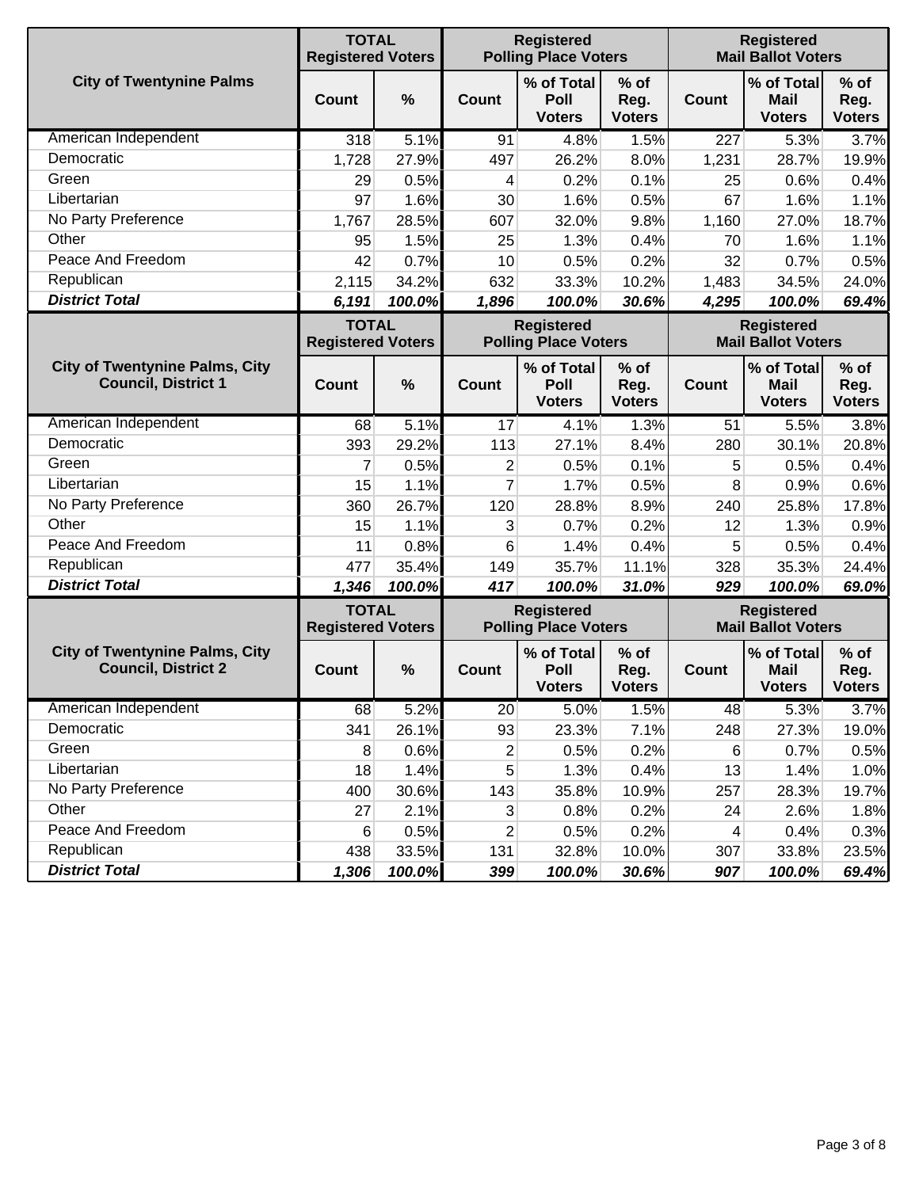| City of Twentynine Palms | TOTAL Registered Voters | | Registered Polling Place Voters | | | Registered Mail Ballot Voters | | |
|---|---|---|---|---|---|---|---|---|
| | Count | % | Count | % of Total Poll Voters | % of Reg. Voters | Count | % of Total Mail Voters | % of Reg. Voters |
| American Independent | 318 | 5.1% | 91 | 4.8% | 1.5% | 227 | 5.3% | 3.7% |
| Democratic | 1,728 | 27.9% | 497 | 26.2% | 8.0% | 1,231 | 28.7% | 19.9% |
| Green | 29 | 0.5% | 4 | 0.2% | 0.1% | 25 | 0.6% | 0.4% |
| Libertarian | 97 | 1.6% | 30 | 1.6% | 0.5% | 67 | 1.6% | 1.1% |
| No Party Preference | 1,767 | 28.5% | 607 | 32.0% | 9.8% | 1,160 | 27.0% | 18.7% |
| Other | 95 | 1.5% | 25 | 1.3% | 0.4% | 70 | 1.6% | 1.1% |
| Peace And Freedom | 42 | 0.7% | 10 | 0.5% | 0.2% | 32 | 0.7% | 0.5% |
| Republican | 2,115 | 34.2% | 632 | 33.3% | 10.2% | 1,483 | 34.5% | 24.0% |
| ***District Total*** | ***6,191*** | ***100.0%*** | ***1,896*** | ***100.0%*** | ***30.6%*** | ***4,295*** | ***100.0%*** | ***69.4%*** |

| City of Twentynine Palms, City Council, District 1 | TOTAL Registered Voters | | Registered Polling Place Voters | | | Registered Mail Ballot Voters | | |
|---|---|---|---|---|---|---|---|---|
| | Count | % | Count | % of Total Poll Voters | % of Reg. Voters | Count | % of Total Mail Voters | % of Reg. Voters |
| American Independent | 68 | 5.1% | 17 | 4.1% | 1.3% | 51 | 5.5% | 3.8% |
| Democratic | 393 | 29.2% | 113 | 27.1% | 8.4% | 280 | 30.1% | 20.8% |
| Green | 7 | 0.5% | 2 | 0.5% | 0.1% | 5 | 0.5% | 0.4% |
| Libertarian | 15 | 1.1% | 7 | 1.7% | 0.5% | 8 | 0.9% | 0.6% |
| No Party Preference | 360 | 26.7% | 120 | 28.8% | 8.9% | 240 | 25.8% | 17.8% |
| Other | 15 | 1.1% | 3 | 0.7% | 0.2% | 12 | 1.3% | 0.9% |
| Peace And Freedom | 11 | 0.8% | 6 | 1.4% | 0.4% | 5 | 0.5% | 0.4% |
| Republican | 477 | 35.4% | 149 | 35.7% | 11.1% | 328 | 35.3% | 24.4% |
| ***District Total*** | ***1,346*** | ***100.0%*** | ***417*** | ***100.0%*** | ***31.0%*** | ***929*** | ***100.0%*** | ***69.0%*** |

| City of Twentynine Palms, City Council, District 2 | TOTAL Registered Voters | | Registered Polling Place Voters | | | Registered Mail Ballot Voters | | |
|---|---|---|---|---|---|---|---|---|
| | Count | % | Count | % of Total Poll Voters | % of Reg. Voters | Count | % of Total Mail Voters | % of Reg. Voters |
| American Independent | 68 | 5.2% | 20 | 5.0% | 1.5% | 48 | 5.3% | 3.7% |
| Democratic | 341 | 26.1% | 93 | 23.3% | 7.1% | 248 | 27.3% | 19.0% |
| Green | 8 | 0.6% | 2 | 0.5% | 0.2% | 6 | 0.7% | 0.5% |
| Libertarian | 18 | 1.4% | 5 | 1.3% | 0.4% | 13 | 1.4% | 1.0% |
| No Party Preference | 400 | 30.6% | 143 | 35.8% | 10.9% | 257 | 28.3% | 19.7% |
| Other | 27 | 2.1% | 3 | 0.8% | 0.2% | 24 | 2.6% | 1.8% |
| Peace And Freedom | 6 | 0.5% | 2 | 0.5% | 0.2% | 4 | 0.4% | 0.3% |
| Republican | 438 | 33.5% | 131 | 32.8% | 10.0% | 307 | 33.8% | 23.5% |
| ***District Total*** | ***1,306*** | ***100.0%*** | ***399*** | ***100.0%*** | ***30.6%*** | ***907*** | ***100.0%*** | ***69.4%*** |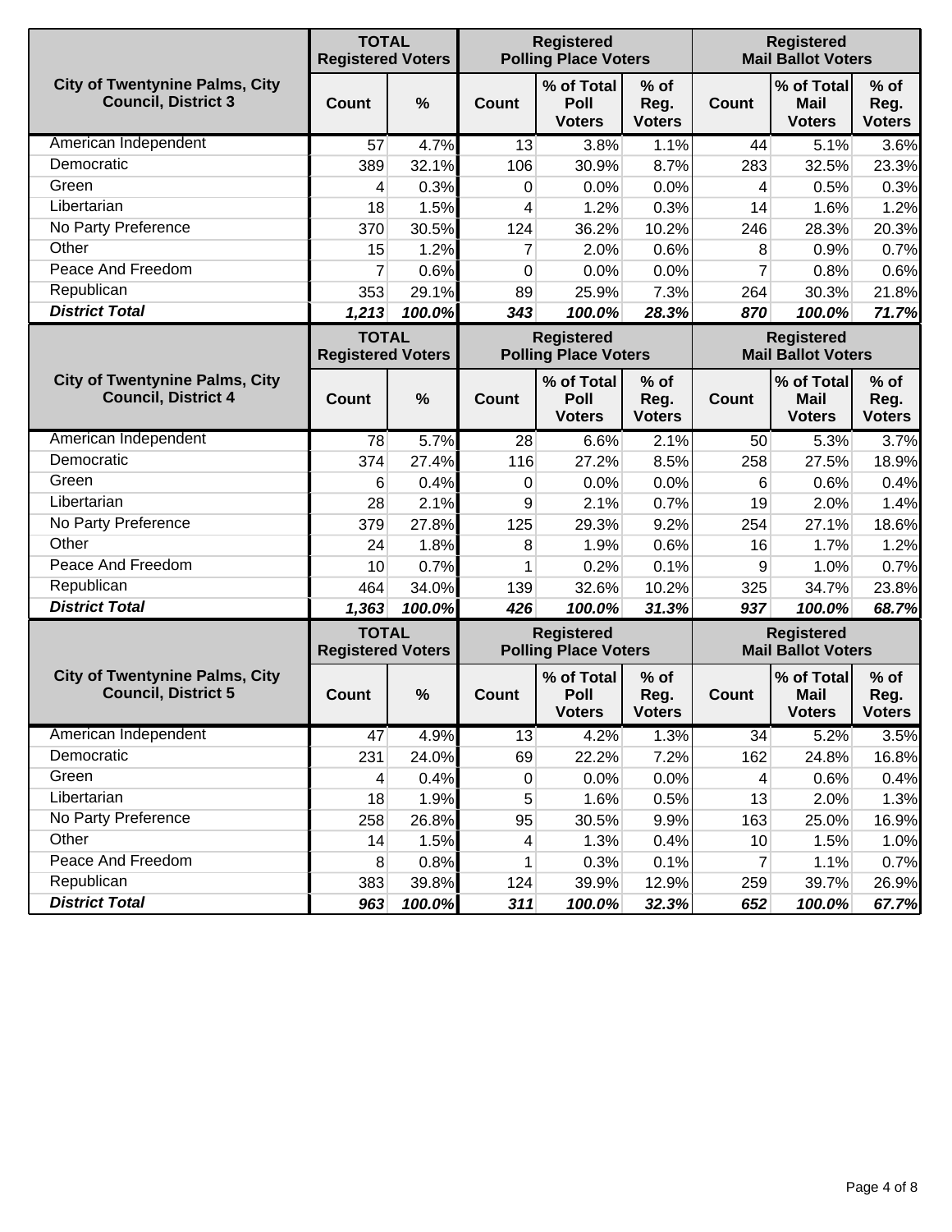| City of Twentynine Palms, City Council, District 3 | TOTAL Registered Voters | | Registered Polling Place Voters | | | Registered Mail Ballot Voters | | |
|---|---|---|---|---|---|---|---|---|
| | Count | % | Count | % of Total Poll Voters | % of Reg. Voters | Count | % of Total Mail Voters | % of Reg. Voters |
| American Independent | 57 | 4.7% | 13 | 3.8% | 1.1% | 44 | 5.1% | 3.6% |
| Democratic | 389 | 32.1% | 106 | 30.9% | 8.7% | 283 | 32.5% | 23.3% |
| Green | 4 | 0.3% | 0 | 0.0% | 0.0% | 4 | 0.5% | 0.3% |
| Libertarian | 18 | 1.5% | 4 | 1.2% | 0.3% | 14 | 1.6% | 1.2% |
| No Party Preference | 370 | 30.5% | 124 | 36.2% | 10.2% | 246 | 28.3% | 20.3% |
| Other | 15 | 1.2% | 7 | 2.0% | 0.6% | 8 | 0.9% | 0.7% |
| Peace And Freedom | 7 | 0.6% | 0 | 0.0% | 0.0% | 7 | 0.8% | 0.6% |
| Republican | 353 | 29.1% | 89 | 25.9% | 7.3% | 264 | 30.3% | 21.8% |
| ***District Total*** | ***1,213*** | ***100.0%*** | ***343*** | ***100.0%*** | ***28.3%*** | ***870*** | ***100.0%*** | ***71.7%*** |

| City of Twentynine Palms, City Council, District 4 | TOTAL Registered Voters | | Registered Polling Place Voters | | | Registered Mail Ballot Voters | | |
|---|---|---|---|---|---|---|---|---|
| | Count | % | Count | % of Total Poll Voters | % of Reg. Voters | Count | % of Total Mail Voters | % of Reg. Voters |
| American Independent | 78 | 5.7% | 28 | 6.6% | 2.1% | 50 | 5.3% | 3.7% |
| Democratic | 374 | 27.4% | 116 | 27.2% | 8.5% | 258 | 27.5% | 18.9% |
| Green | 6 | 0.4% | 0 | 0.0% | 0.0% | 6 | 0.6% | 0.4% |
| Libertarian | 28 | 2.1% | 9 | 2.1% | 0.7% | 19 | 2.0% | 1.4% |
| No Party Preference | 379 | 27.8% | 125 | 29.3% | 9.2% | 254 | 27.1% | 18.6% |
| Other | 24 | 1.8% | 8 | 1.9% | 0.6% | 16 | 1.7% | 1.2% |
| Peace And Freedom | 10 | 0.7% | 1 | 0.2% | 0.1% | 9 | 1.0% | 0.7% |
| Republican | 464 | 34.0% | 139 | 32.6% | 10.2% | 325 | 34.7% | 23.8% |
| ***District Total*** | ***1,363*** | ***100.0%*** | ***426*** | ***100.0%*** | ***31.3%*** | ***937*** | ***100.0%*** | ***68.7%*** |

| City of Twentynine Palms, City Council, District 5 | TOTAL Registered Voters | | Registered Polling Place Voters | | | Registered Mail Ballot Voters | | |
|---|---|---|---|---|---|---|---|---|
| | Count | % | Count | % of Total Poll Voters | % of Reg. Voters | Count | % of Total Mail Voters | % of Reg. Voters |
| American Independent | 47 | 4.9% | 13 | 4.2% | 1.3% | 34 | 5.2% | 3.5% |
| Democratic | 231 | 24.0% | 69 | 22.2% | 7.2% | 162 | 24.8% | 16.8% |
| Green | 4 | 0.4% | 0 | 0.0% | 0.0% | 4 | 0.6% | 0.4% |
| Libertarian | 18 | 1.9% | 5 | 1.6% | 0.5% | 13 | 2.0% | 1.3% |
| No Party Preference | 258 | 26.8% | 95 | 30.5% | 9.9% | 163 | 25.0% | 16.9% |
| Other | 14 | 1.5% | 4 | 1.3% | 0.4% | 10 | 1.5% | 1.0% |
| Peace And Freedom | 8 | 0.8% | 1 | 0.3% | 0.1% | 7 | 1.1% | 0.7% |
| Republican | 383 | 39.8% | 124 | 39.9% | 12.9% | 259 | 39.7% | 26.9% |
| ***District Total*** | ***963*** | ***100.0%*** | ***311*** | ***100.0%*** | ***32.3%*** | ***652*** | ***100.0%*** | ***67.7%*** |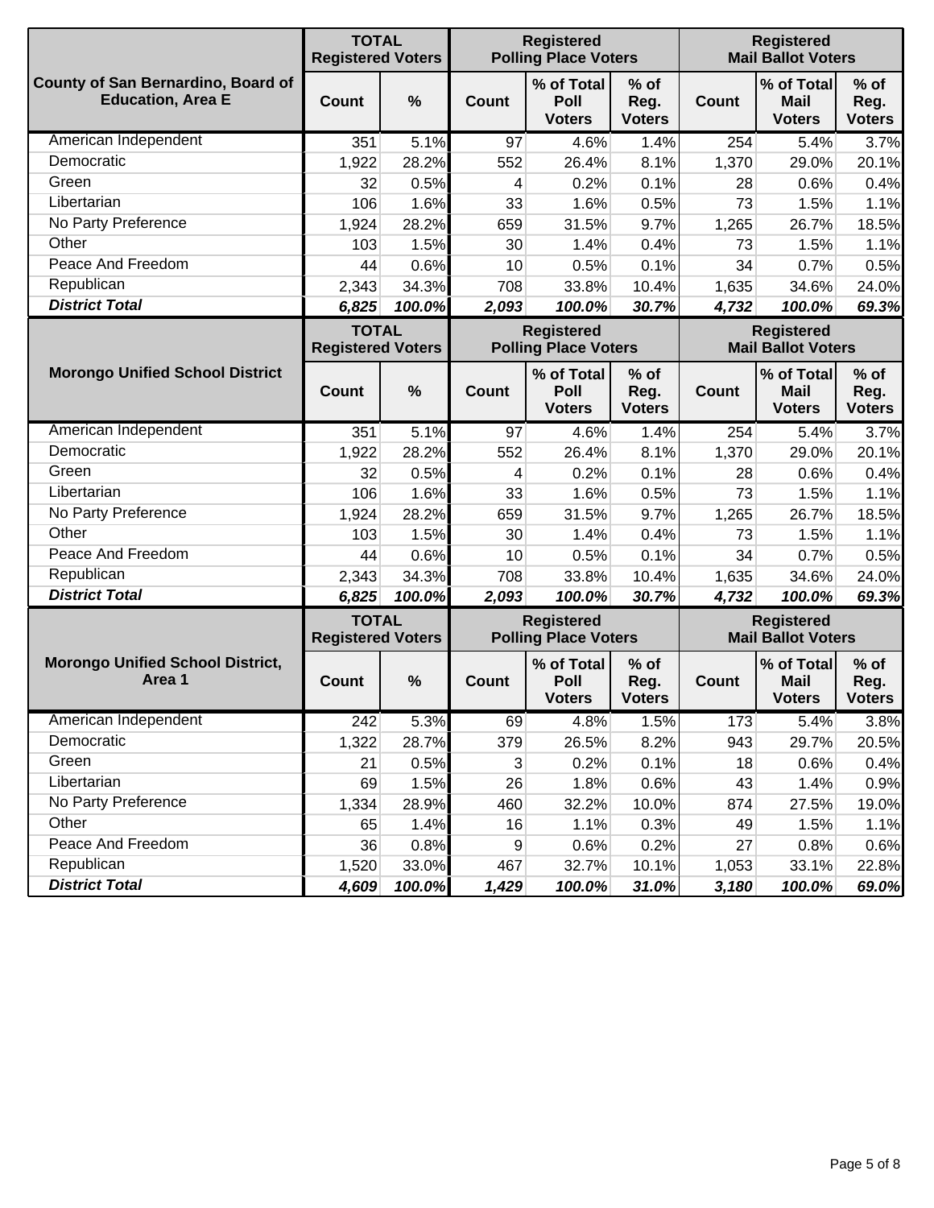| County of San Bernardino, Board of Education, Area E | TOTAL Registered Voters | | Registered Polling Place Voters | | | Registered Mail Ballot Voters | | |
|---|---|---|---|---|---|---|---|---|
| | Count | % | Count | % of Total Poll Voters | % of Reg. Voters | Count | % of Total Mail Voters | % of Reg. Voters |
| American Independent | 351 | 5.1% | 97 | 4.6% | 1.4% | 254 | 5.4% | 3.7% |
| Democratic | 1,922 | 28.2% | 552 | 26.4% | 8.1% | 1,370 | 29.0% | 20.1% |
| Green | 32 | 0.5% | 4 | 0.2% | 0.1% | 28 | 0.6% | 0.4% |
| Libertarian | 106 | 1.6% | 33 | 1.6% | 0.5% | 73 | 1.5% | 1.1% |
| No Party Preference | 1,924 | 28.2% | 659 | 31.5% | 9.7% | 1,265 | 26.7% | 18.5% |
| Other | 103 | 1.5% | 30 | 1.4% | 0.4% | 73 | 1.5% | 1.1% |
| Peace And Freedom | 44 | 0.6% | 10 | 0.5% | 0.1% | 34 | 0.7% | 0.5% |
| Republican | 2,343 | 34.3% | 708 | 33.8% | 10.4% | 1,635 | 34.6% | 24.0% |
| ***District Total*** | ***6,825*** | ***100.0%*** | ***2,093*** | ***100.0%*** | ***30.7%*** | ***4,732*** | ***100.0%*** | ***69.3%*** |

| Morongo Unified School District | TOTAL Registered Voters | | Registered Polling Place Voters | | | Registered Mail Ballot Voters | | |
|---|---|---|---|---|---|---|---|---|
| | Count | % | Count | % of Total Poll Voters | % of Reg. Voters | Count | % of Total Mail Voters | % of Reg. Voters |
| American Independent | 351 | 5.1% | 97 | 4.6% | 1.4% | 254 | 5.4% | 3.7% |
| Democratic | 1,922 | 28.2% | 552 | 26.4% | 8.1% | 1,370 | 29.0% | 20.1% |
| Green | 32 | 0.5% | 4 | 0.2% | 0.1% | 28 | 0.6% | 0.4% |
| Libertarian | 106 | 1.6% | 33 | 1.6% | 0.5% | 73 | 1.5% | 1.1% |
| No Party Preference | 1,924 | 28.2% | 659 | 31.5% | 9.7% | 1,265 | 26.7% | 18.5% |
| Other | 103 | 1.5% | 30 | 1.4% | 0.4% | 73 | 1.5% | 1.1% |
| Peace And Freedom | 44 | 0.6% | 10 | 0.5% | 0.1% | 34 | 0.7% | 0.5% |
| Republican | 2,343 | 34.3% | 708 | 33.8% | 10.4% | 1,635 | 34.6% | 24.0% |
| ***District Total*** | ***6,825*** | ***100.0%*** | ***2,093*** | ***100.0%*** | ***30.7%*** | ***4,732*** | ***100.0%*** | ***69.3%*** |

| Morongo Unified School District, Area 1 | TOTAL Registered Voters | | Registered Polling Place Voters | | | Registered Mail Ballot Voters | | |
|---|---|---|---|---|---|---|---|---|
| | Count | % | Count | % of Total Poll Voters | % of Reg. Voters | Count | % of Total Mail Voters | % of Reg. Voters |
| American Independent | 242 | 5.3% | 69 | 4.8% | 1.5% | 173 | 5.4% | 3.8% |
| Democratic | 1,322 | 28.7% | 379 | 26.5% | 8.2% | 943 | 29.7% | 20.5% |
| Green | 21 | 0.5% | 3 | 0.2% | 0.1% | 18 | 0.6% | 0.4% |
| Libertarian | 69 | 1.5% | 26 | 1.8% | 0.6% | 43 | 1.4% | 0.9% |
| No Party Preference | 1,334 | 28.9% | 460 | 32.2% | 10.0% | 874 | 27.5% | 19.0% |
| Other | 65 | 1.4% | 16 | 1.1% | 0.3% | 49 | 1.5% | 1.1% |
| Peace And Freedom | 36 | 0.8% | 9 | 0.6% | 0.2% | 27 | 0.8% | 0.6% |
| Republican | 1,520 | 33.0% | 467 | 32.7% | 10.1% | 1,053 | 33.1% | 22.8% |
| ***District Total*** | ***4,609*** | ***100.0%*** | ***1,429*** | ***100.0%*** | ***31.0%*** | ***3,180*** | ***100.0%*** | ***69.0%*** |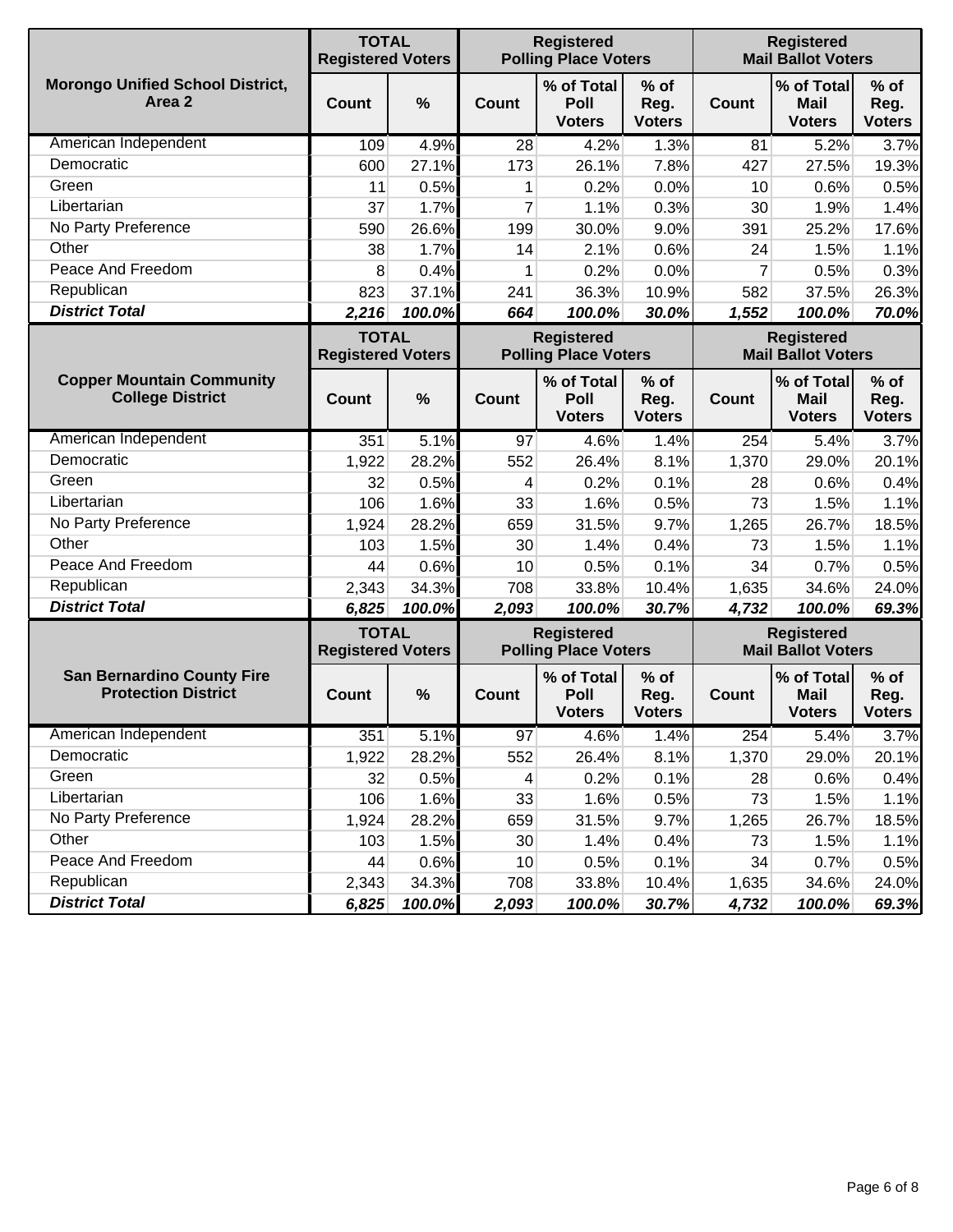| Morongo Unified School District, Area 2 | TOTAL Registered Voters | | Registered Polling Place Voters | | | Registered Mail Ballot Voters | | |
|---|---|---|---|---|---|---|---|---|
| | Count | % | Count | % of Total Poll Voters | % of Reg. Voters | Count | % of Total Mail Voters | % of Reg. Voters |
| American Independent | 109 | 4.9% | 28 | 4.2% | 1.3% | 81 | 5.2% | 3.7% |
| Democratic | 600 | 27.1% | 173 | 26.1% | 7.8% | 427 | 27.5% | 19.3% |
| Green | 11 | 0.5% | 1 | 0.2% | 0.0% | 10 | 0.6% | 0.5% |
| Libertarian | 37 | 1.7% | 7 | 1.1% | 0.3% | 30 | 1.9% | 1.4% |
| No Party Preference | 590 | 26.6% | 199 | 30.0% | 9.0% | 391 | 25.2% | 17.6% |
| Other | 38 | 1.7% | 14 | 2.1% | 0.6% | 24 | 1.5% | 1.1% |
| Peace And Freedom | 8 | 0.4% | 1 | 0.2% | 0.0% | 7 | 0.5% | 0.3% |
| Republican | 823 | 37.1% | 241 | 36.3% | 10.9% | 582 | 37.5% | 26.3% |
| ***District Total*** | ***2,216*** | ***100.0%*** | ***664*** | ***100.0%*** | ***30.0%*** | ***1,552*** | ***100.0%*** | ***70.0%*** |

| Copper Mountain Community College District | TOTAL Registered Voters | | Registered Polling Place Voters | | | Registered Mail Ballot Voters | | |
|---|---|---|---|---|---|---|---|---|
| | Count | % | Count | % of Total Poll Voters | % of Reg. Voters | Count | % of Total Mail Voters | % of Reg. Voters |
| American Independent | 351 | 5.1% | 97 | 4.6% | 1.4% | 254 | 5.4% | 3.7% |
| Democratic | 1,922 | 28.2% | 552 | 26.4% | 8.1% | 1,370 | 29.0% | 20.1% |
| Green | 32 | 0.5% | 4 | 0.2% | 0.1% | 28 | 0.6% | 0.4% |
| Libertarian | 106 | 1.6% | 33 | 1.6% | 0.5% | 73 | 1.5% | 1.1% |
| No Party Preference | 1,924 | 28.2% | 659 | 31.5% | 9.7% | 1,265 | 26.7% | 18.5% |
| Other | 103 | 1.5% | 30 | 1.4% | 0.4% | 73 | 1.5% | 1.1% |
| Peace And Freedom | 44 | 0.6% | 10 | 0.5% | 0.1% | 34 | 0.7% | 0.5% |
| Republican | 2,343 | 34.3% | 708 | 33.8% | 10.4% | 1,635 | 34.6% | 24.0% |
| ***District Total*** | ***6,825*** | ***100.0%*** | ***2,093*** | ***100.0%*** | ***30.7%*** | ***4,732*** | ***100.0%*** | ***69.3%*** |

| San Bernardino County Fire Protection District | TOTAL Registered Voters | | Registered Polling Place Voters | | | Registered Mail Ballot Voters | | |
|---|---|---|---|---|---|---|---|---|
| | Count | % | Count | % of Total Poll Voters | % of Reg. Voters | Count | % of Total Mail Voters | % of Reg. Voters |
| American Independent | 351 | 5.1% | 97 | 4.6% | 1.4% | 254 | 5.4% | 3.7% |
| Democratic | 1,922 | 28.2% | 552 | 26.4% | 8.1% | 1,370 | 29.0% | 20.1% |
| Green | 32 | 0.5% | 4 | 0.2% | 0.1% | 28 | 0.6% | 0.4% |
| Libertarian | 106 | 1.6% | 33 | 1.6% | 0.5% | 73 | 1.5% | 1.1% |
| No Party Preference | 1,924 | 28.2% | 659 | 31.5% | 9.7% | 1,265 | 26.7% | 18.5% |
| Other | 103 | 1.5% | 30 | 1.4% | 0.4% | 73 | 1.5% | 1.1% |
| Peace And Freedom | 44 | 0.6% | 10 | 0.5% | 0.1% | 34 | 0.7% | 0.5% |
| Republican | 2,343 | 34.3% | 708 | 33.8% | 10.4% | 1,635 | 34.6% | 24.0% |
| ***District Total*** | ***6,825*** | ***100.0%*** | ***2,093*** | ***100.0%*** | ***30.7%*** | ***4,732*** | ***100.0%*** | ***69.3%*** |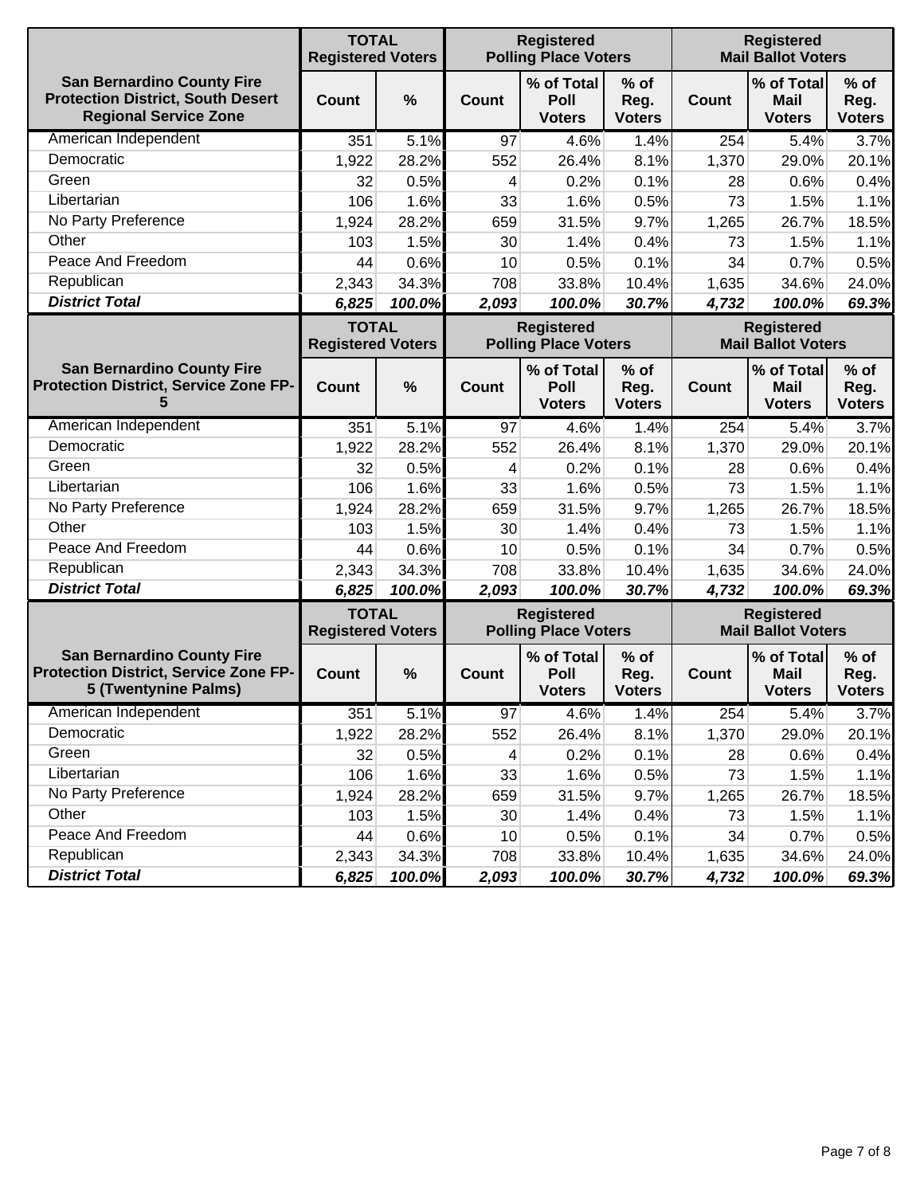| San Bernardino County Fire Protection District, South Desert Regional Service Zone | TOTAL Registered Voters | | Registered Polling Place Voters | | | Registered Mail Ballot Voters | | |
|---|---|---|---|---|---|---|---|---|
| | Count | % | Count | % of Total Poll Voters | % of Reg. Voters | Count | % of Total Mail Voters | % of Reg. Voters |
| American Independent | 351 | 5.1% | 97 | 4.6% | 1.4% | 254 | 5.4% | 3.7% |
| Democratic | 1,922 | 28.2% | 552 | 26.4% | 8.1% | 1,370 | 29.0% | 20.1% |
| Green | 32 | 0.5% | 4 | 0.2% | 0.1% | 28 | 0.6% | 0.4% |
| Libertarian | 106 | 1.6% | 33 | 1.6% | 0.5% | 73 | 1.5% | 1.1% |
| No Party Preference | 1,924 | 28.2% | 659 | 31.5% | 9.7% | 1,265 | 26.7% | 18.5% |
| Other | 103 | 1.5% | 30 | 1.4% | 0.4% | 73 | 1.5% | 1.1% |
| Peace And Freedom | 44 | 0.6% | 10 | 0.5% | 0.1% | 34 | 0.7% | 0.5% |
| Republican | 2,343 | 34.3% | 708 | 33.8% | 10.4% | 1,635 | 34.6% | 24.0% |
| ***District Total*** | ***6,825*** | ***100.0%*** | ***2,093*** | ***100.0%*** | ***30.7%*** | ***4,732*** | ***100.0%*** | ***69.3%*** |

| San Bernardino County Fire Protection District, Service Zone FP-5 | TOTAL Registered Voters | | Registered Polling Place Voters | | | Registered Mail Ballot Voters | | |
|---|---|---|---|---|---|---|---|---|
| | Count | % | Count | % of Total Poll Voters | % of Reg. Voters | Count | % of Total Mail Voters | % of Reg. Voters |
| American Independent | 351 | 5.1% | 97 | 4.6% | 1.4% | 254 | 5.4% | 3.7% |
| Democratic | 1,922 | 28.2% | 552 | 26.4% | 8.1% | 1,370 | 29.0% | 20.1% |
| Green | 32 | 0.5% | 4 | 0.2% | 0.1% | 28 | 0.6% | 0.4% |
| Libertarian | 106 | 1.6% | 33 | 1.6% | 0.5% | 73 | 1.5% | 1.1% |
| No Party Preference | 1,924 | 28.2% | 659 | 31.5% | 9.7% | 1,265 | 26.7% | 18.5% |
| Other | 103 | 1.5% | 30 | 1.4% | 0.4% | 73 | 1.5% | 1.1% |
| Peace And Freedom | 44 | 0.6% | 10 | 0.5% | 0.1% | 34 | 0.7% | 0.5% |
| Republican | 2,343 | 34.3% | 708 | 33.8% | 10.4% | 1,635 | 34.6% | 24.0% |
| ***District Total*** | ***6,825*** | ***100.0%*** | ***2,093*** | ***100.0%*** | ***30.7%*** | ***4,732*** | ***100.0%*** | ***69.3%*** |

| San Bernardino County Fire Protection District, Service Zone FP-5 (Twentynine Palms) | TOTAL Registered Voters | | Registered Polling Place Voters | | | Registered Mail Ballot Voters | | |
|---|---|---|---|---|---|---|---|---|
| | Count | % | Count | % of Total Poll Voters | % of Reg. Voters | Count | % of Total Mail Voters | % of Reg. Voters |
| American Independent | 351 | 5.1% | 97 | 4.6% | 1.4% | 254 | 5.4% | 3.7% |
| Democratic | 1,922 | 28.2% | 552 | 26.4% | 8.1% | 1,370 | 29.0% | 20.1% |
| Green | 32 | 0.5% | 4 | 0.2% | 0.1% | 28 | 0.6% | 0.4% |
| Libertarian | 106 | 1.6% | 33 | 1.6% | 0.5% | 73 | 1.5% | 1.1% |
| No Party Preference | 1,924 | 28.2% | 659 | 31.5% | 9.7% | 1,265 | 26.7% | 18.5% |
| Other | 103 | 1.5% | 30 | 1.4% | 0.4% | 73 | 1.5% | 1.1% |
| Peace And Freedom | 44 | 0.6% | 10 | 0.5% | 0.1% | 34 | 0.7% | 0.5% |
| Republican | 2,343 | 34.3% | 708 | 33.8% | 10.4% | 1,635 | 34.6% | 24.0% |
| ***District Total*** | ***6,825*** | ***100.0%*** | ***2,093*** | ***100.0%*** | ***30.7%*** | ***4,732*** | ***100.0%*** | ***69.3%*** |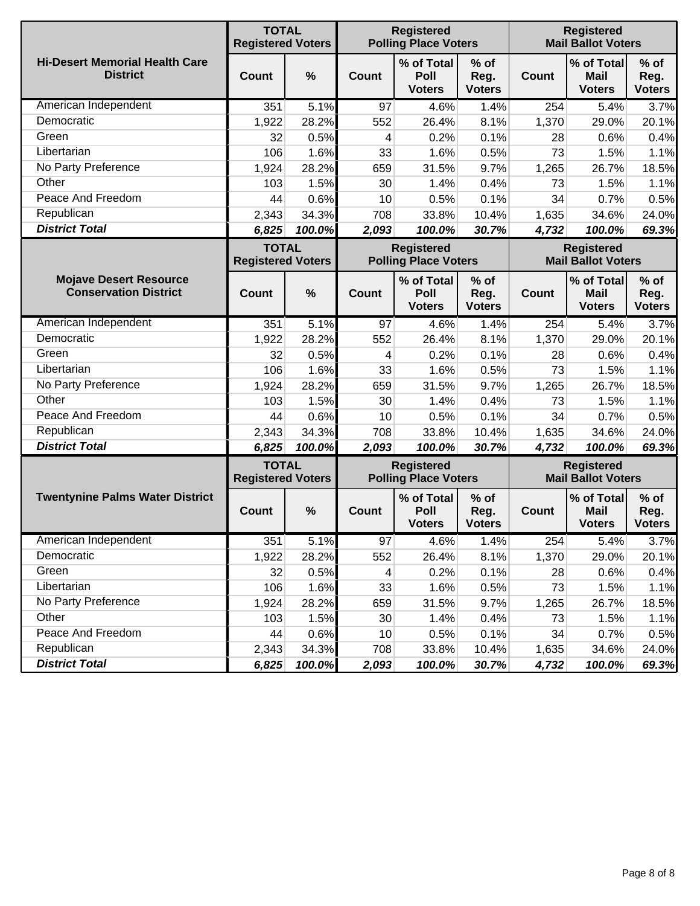| Hi-Desert Memorial Health Care District | TOTAL Registered Voters | | Registered Polling Place Voters | | | Registered Mail Ballot Voters | | |
|---|---|---|---|---|---|---|---|---|
| | Count | % | Count | % of Total Poll Voters | % of Reg. Voters | Count | % of Total Mail Voters | % of Reg. Voters |
| American Independent | 351 | 5.1% | 97 | 4.6% | 1.4% | 254 | 5.4% | 3.7% |
| Democratic | 1,922 | 28.2% | 552 | 26.4% | 8.1% | 1,370 | 29.0% | 20.1% |
| Green | 32 | 0.5% | 4 | 0.2% | 0.1% | 28 | 0.6% | 0.4% |
| Libertarian | 106 | 1.6% | 33 | 1.6% | 0.5% | 73 | 1.5% | 1.1% |
| No Party Preference | 1,924 | 28.2% | 659 | 31.5% | 9.7% | 1,265 | 26.7% | 18.5% |
| Other | 103 | 1.5% | 30 | 1.4% | 0.4% | 73 | 1.5% | 1.1% |
| Peace And Freedom | 44 | 0.6% | 10 | 0.5% | 0.1% | 34 | 0.7% | 0.5% |
| Republican | 2,343 | 34.3% | 708 | 33.8% | 10.4% | 1,635 | 34.6% | 24.0% |
| ***District Total*** | ***6,825*** | ***100.0%*** | ***2,093*** | ***100.0%*** | ***30.7%*** | ***4,732*** | ***100.0%*** | ***69.3%*** |

| Mojave Desert Resource Conservation District | TOTAL Registered Voters | | Registered Polling Place Voters | | | Registered Mail Ballot Voters | | |
|---|---|---|---|---|---|---|---|---|
| | Count | % | Count | % of Total Poll Voters | % of Reg. Voters | Count | % of Total Mail Voters | % of Reg. Voters |
| American Independent | 351 | 5.1% | 97 | 4.6% | 1.4% | 254 | 5.4% | 3.7% |
| Democratic | 1,922 | 28.2% | 552 | 26.4% | 8.1% | 1,370 | 29.0% | 20.1% |
| Green | 32 | 0.5% | 4 | 0.2% | 0.1% | 28 | 0.6% | 0.4% |
| Libertarian | 106 | 1.6% | 33 | 1.6% | 0.5% | 73 | 1.5% | 1.1% |
| No Party Preference | 1,924 | 28.2% | 659 | 31.5% | 9.7% | 1,265 | 26.7% | 18.5% |
| Other | 103 | 1.5% | 30 | 1.4% | 0.4% | 73 | 1.5% | 1.1% |
| Peace And Freedom | 44 | 0.6% | 10 | 0.5% | 0.1% | 34 | 0.7% | 0.5% |
| Republican | 2,343 | 34.3% | 708 | 33.8% | 10.4% | 1,635 | 34.6% | 24.0% |
| ***District Total*** | ***6,825*** | ***100.0%*** | ***2,093*** | ***100.0%*** | ***30.7%*** | ***4,732*** | ***100.0%*** | ***69.3%*** |

| Twentynine Palms Water District | TOTAL Registered Voters | | Registered Polling Place Voters | | | Registered Mail Ballot Voters | | |
|---|---|---|---|---|---|---|---|---|
| | Count | % | Count | % of Total Poll Voters | % of Reg. Voters | Count | % of Total Mail Voters | % of Reg. Voters |
| American Independent | 351 | 5.1% | 97 | 4.6% | 1.4% | 254 | 5.4% | 3.7% |
| Democratic | 1,922 | 28.2% | 552 | 26.4% | 8.1% | 1,370 | 29.0% | 20.1% |
| Green | 32 | 0.5% | 4 | 0.2% | 0.1% | 28 | 0.6% | 0.4% |
| Libertarian | 106 | 1.6% | 33 | 1.6% | 0.5% | 73 | 1.5% | 1.1% |
| No Party Preference | 1,924 | 28.2% | 659 | 31.5% | 9.7% | 1,265 | 26.7% | 18.5% |
| Other | 103 | 1.5% | 30 | 1.4% | 0.4% | 73 | 1.5% | 1.1% |
| Peace And Freedom | 44 | 0.6% | 10 | 0.5% | 0.1% | 34 | 0.7% | 0.5% |
| Republican | 2,343 | 34.3% | 708 | 33.8% | 10.4% | 1,635 | 34.6% | 24.0% |
| ***District Total*** | ***6,825*** | ***100.0%*** | ***2,093*** | ***100.0%*** | ***30.7%*** | ***4,732*** | ***100.0%*** | ***69.3%*** |